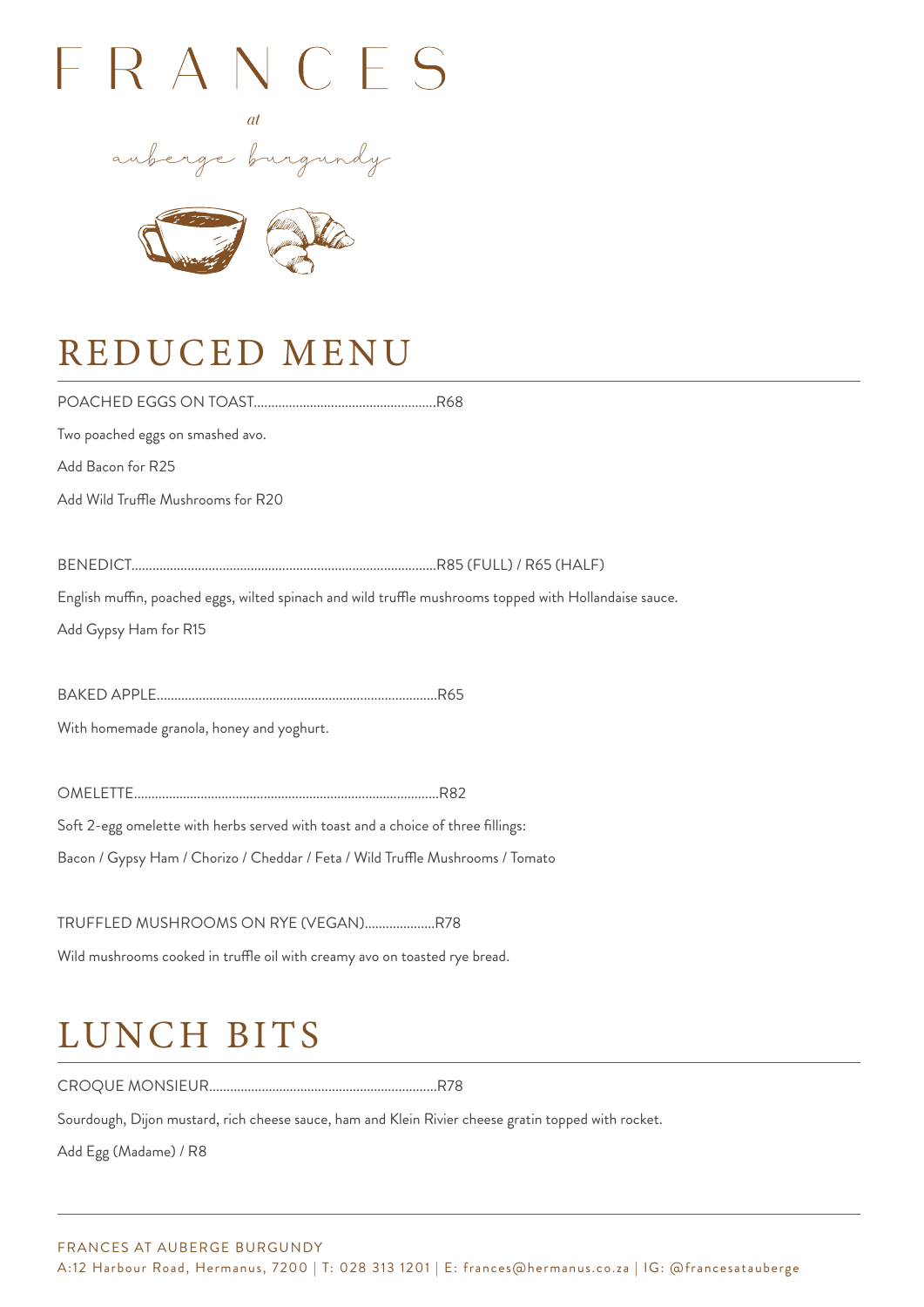# FRANCES

*at*

auberge burgundy

## REDUCED MENU

POACHED EGGS ON TOAST....................................................R68

Two poached eggs on smashed avo.

Add Bacon for R25

Add Wild Truffle Mushrooms for R20

BENEDICT.......................................................................................R85 (FULL) / R65 (HALF)

English muffin, poached eggs, wilted spinach and wild truffle mushrooms topped with Hollandaise sauce.

Add Gypsy Ham for R15

BAKED APPLE................................................................................R65

With homemade granola, honey and yoghurt.

OMELETTE.......................................................................................R82

Soft 2-egg omelette with herbs served with toast and a choice of three fillings:

Bacon / Gypsy Ham / Chorizo / Cheddar / Feta / Wild Truffle Mushrooms / Tomato

TRUFFLED MUSHROOMS ON RYE (VEGAN)....................R78

Wild mushrooms cooked in truffle oil with creamy avo on toasted rye bread.

## LUNCH BITS

CROQUE MONSIEUR.................................................................R78

Sourdough, Dijon mustard, rich cheese sauce, ham and Klein Rivier cheese gratin topped with rocket.

Add Egg (Madame) / R8

FRANCES AT AUBERGE BURGUNDY

A:12 Harbour Road, Hermanus, 7200 | T: 028 313 1201 | E: frances@hermanus.co.za | IG: @francesatauberge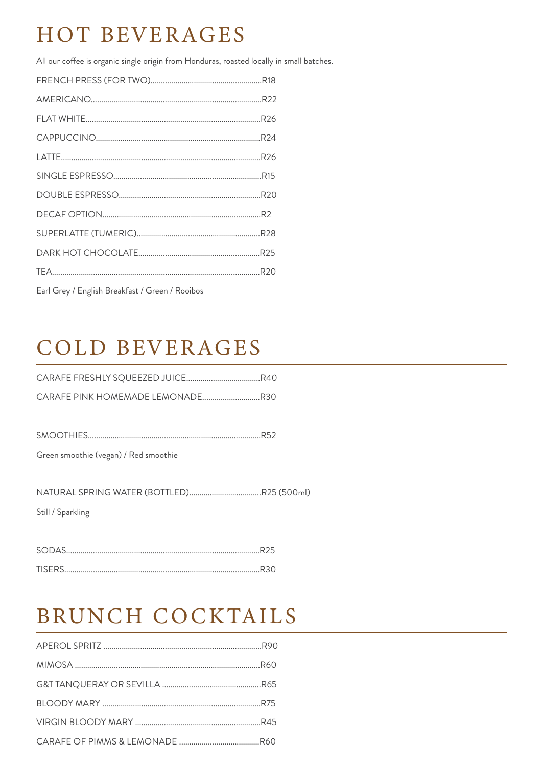# HOT BEVERAGES

All our coffee is organic single origin from Honduras, roasted locally in small batches.

FRENCH PRESS (FOR TWO)......R18

AMERICANO......R22

FLAT WHITE......R26

CAPPUCCINO......R24

LATTE......R26

SINGLE ESPRESSO......R15

DOUBLE ESPRESSO......R20

DECAF OPTION......R2

SUPERLATTE (TUMERIC)......R28

DARK HOT CHOCOLATE......R25

TEA......R20

Earl Grey / English Breakfast / Green / Rooibos

# COLD BEVERAGES

CARAFE FRESHLY SQUEEZED JUICE......R40

CARAFE PINK HOMEMADE LEMONADE......R30

SMOOTHIES......R52

Green smoothie (vegan) / Red smoothie

NATURAL SPRING WATER (BOTTLED)......R25 (500ml)

Still / Sparkling

SODAS......R25

TISERS......R30

# BRUNCH COCKTAILS

APEROL SPRITZ ......R90

MIMOSA ......R60

G&T TANQUERAY OR SEVILLA ......R65

BLOODY MARY ......R75

VIRGIN BLOODY MARY ......R45

CARAFE OF PIMMS & LEMONADE ......R60